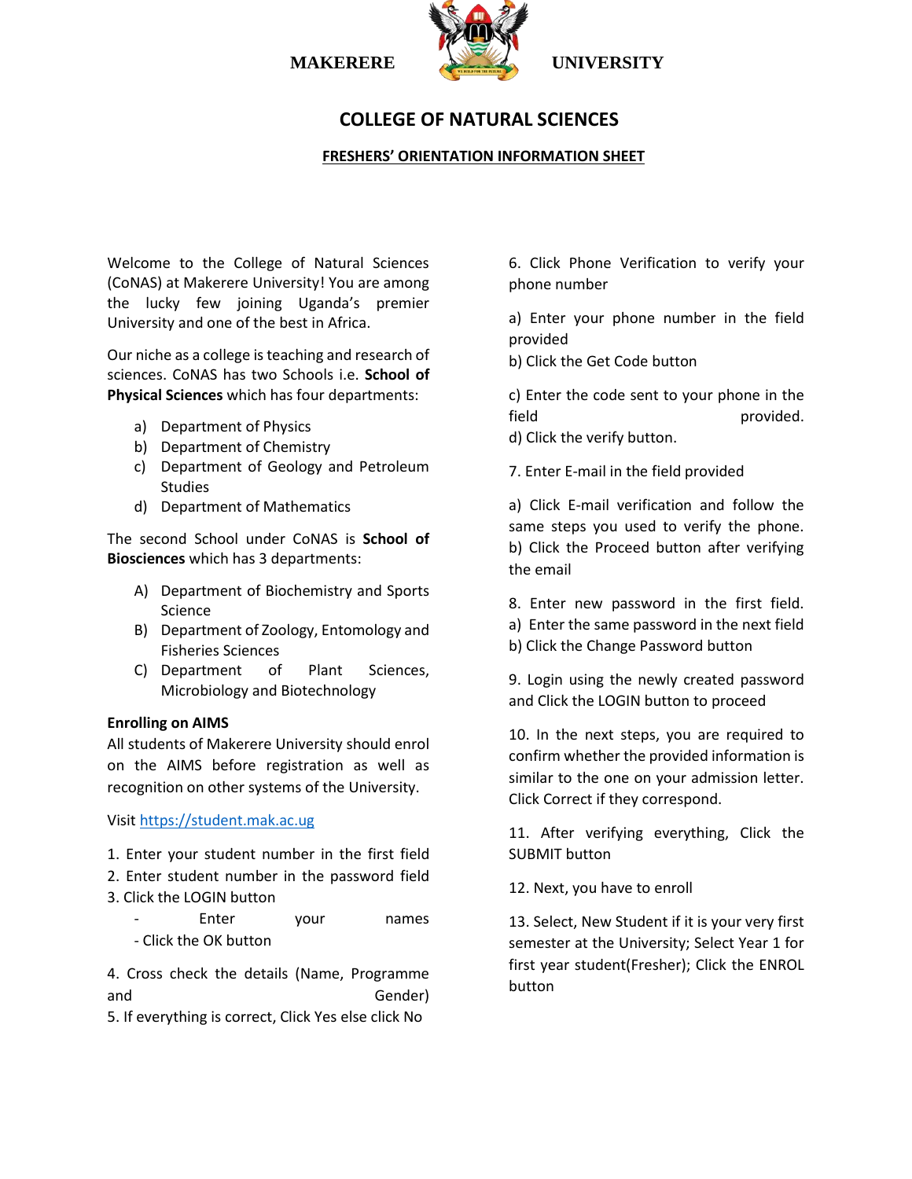MAKERERE UNIVERSITY

# COLLEGE OF NATURAL SCIENCES

## FRESHERS' ORIENTATION INFORMATION SHEET

Welcome to the College of Natural Sciences (CoNAS) at Makerere University! You are among the lucky few joining Uganda's premier University and one of the best in Africa.

Our niche as a college is teaching and research of sciences. CoNAS has two Schools i.e. **School of Physical Sciences** which has four departments:

a) Department of Physics
b) Department of Chemistry
c) Department of Geology and Petroleum Studies
d) Department of Mathematics

The second School under CoNAS is **School of Biosciences** which has 3 departments:

A) Department of Biochemistry and Sports Science
B) Department of Zoology, Entomology and Fisheries Sciences
C) Department of Plant Sciences, Microbiology and Biotechnology

**Enrolling on AIMS**

All students of Makerere University should enrol on the AIMS before registration as well as recognition on other systems of the University.

Visit https://student.mak.ac.ug

1. Enter your student number in the first field
2. Enter student number in the password field
3. Click the LOGIN button
   - Enter your names
   - Click the OK button
4. Cross check the details (Name, Programme and Gender)
5. If everything is correct, Click Yes else click No
6. Click Phone Verification to verify your phone number

a) Enter your phone number in the field provided
b) Click the Get Code button

c) Enter the code sent to your phone in the field provided.
d) Click the verify button.

7. Enter E-mail in the field provided

a) Click E-mail verification and follow the same steps you used to verify the phone.
b) Click the Proceed button after verifying the email

8. Enter new password in the first field.
a) Enter the same password in the next field
b) Click the Change Password button

9. Login using the newly created password and Click the LOGIN button to proceed

10. In the next steps, you are required to confirm whether the provided information is similar to the one on your admission letter. Click Correct if they correspond.

11. After verifying everything, Click the SUBMIT button

12. Next, you have to enroll

13. Select, New Student if it is your very first semester at the University; Select Year 1 for first year student(Fresher); Click the ENROL button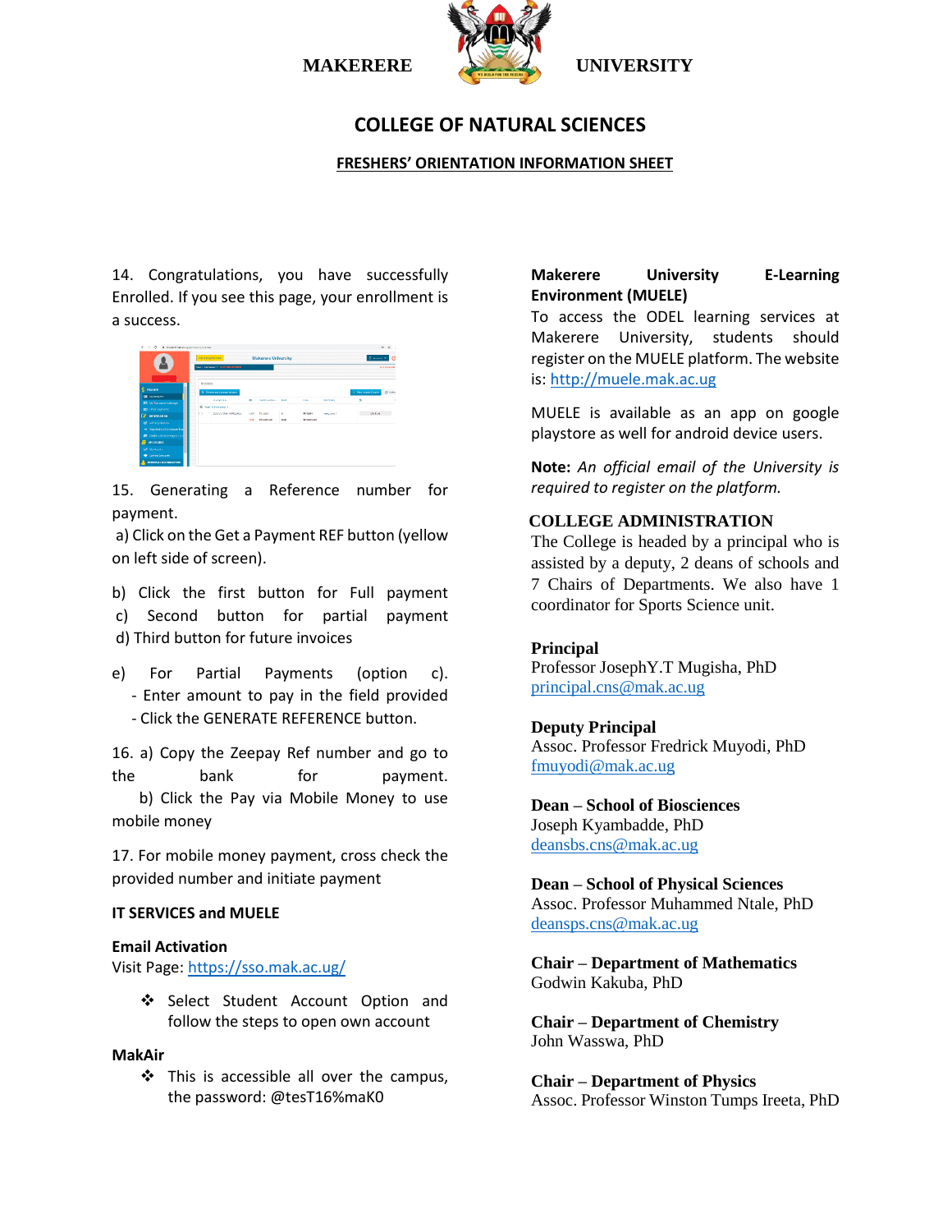MAKERERE UNIVERSITY

## COLLEGE OF NATURAL SCIENCES

### FRESHERS' ORIENTATION INFORMATION SHEET

14. Congratulations, you have successfully Enrolled. If you see this page, your enrollment is a success.

15. Generating a Reference number for payment.

a) Click on the Get a Payment REF button (yellow on left side of screen).

b) Click the first button for Full payment
c) Second button for partial payment
d) Third button for future invoices

e) For Partial Payments (option c).
- Enter amount to pay in the field provided
- Click the GENERATE REFERENCE button.

16. a) Copy the Zeepay Ref number and go to the bank for payment.
b) Click the Pay via Mobile Money to use mobile money

17. For mobile money payment, cross check the provided number and initiate payment

**IT SERVICES and MUELE**

**Email Activation**
Visit Page: https://sso.mak.ac.ug/

- Select Student Account Option and follow the steps to open own account

**MakAir**

- This is accessible all over the campus, the password: @tesT16%maK0

**Makerere University E-Learning Environment (MUELE)**
To access the ODEL learning services at Makerere University, students should register on the MUELE platform. The website is: http://muele.mak.ac.ug

MUELE is available as an app on google playstore as well for android device users.

**Note:** *An official email of the University is required to register on the platform.*

**COLLEGE ADMINISTRATION**
The College is headed by a principal who is assisted by a deputy, 2 deans of schools and 7 Chairs of Departments. We also have 1 coordinator for Sports Science unit.

**Principal**
Professor JosephY.T Mugisha, PhD
principal.cns@mak.ac.ug

**Deputy Principal**
Assoc. Professor Fredrick Muyodi, PhD
fmuyodi@mak.ac.ug

**Dean – School of Biosciences**
Joseph Kyambadde, PhD
deansbs.cns@mak.ac.ug

**Dean – School of Physical Sciences**
Assoc. Professor Muhammed Ntale, PhD
deansps.cns@mak.ac.ug

**Chair – Department of Mathematics**
Godwin Kakuba, PhD

**Chair – Department of Chemistry**
John Wasswa, PhD

**Chair – Department of Physics**
Assoc. Professor Winston Tumps Ireeta, PhD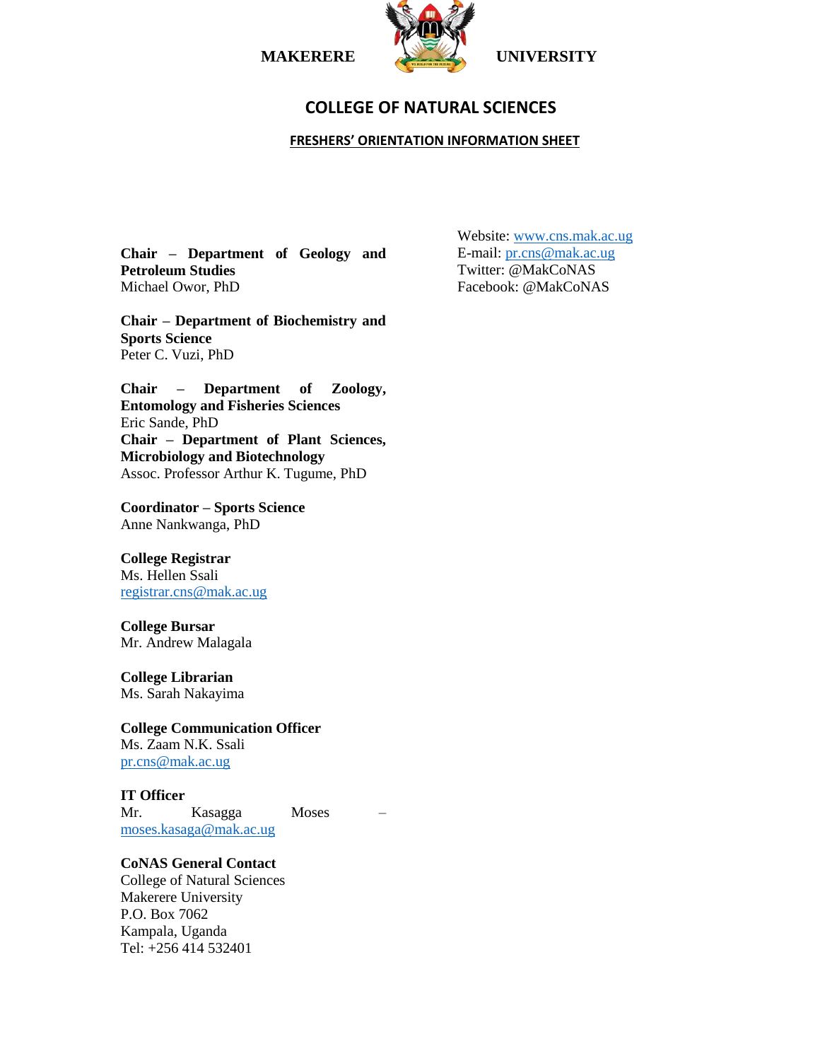MAKERERE UNIVERSITY

# COLLEGE OF NATURAL SCIENCES

## FRESHERS' ORIENTATION INFORMATION SHEET

**Chair – Department of Geology and Petroleum Studies**
Michael Owor, PhD

**Chair – Department of Biochemistry and Sports Science**
Peter C. Vuzi, PhD

**Chair – Department of Zoology, Entomology and Fisheries Sciences**
Eric Sande, PhD
**Chair – Department of Plant Sciences, Microbiology and Biotechnology**
Assoc. Professor Arthur K. Tugume, PhD

**Coordinator – Sports Science**
Anne Nankwanga, PhD

**College Registrar**
Ms. Hellen Ssali
registrar.cns@mak.ac.ug

**College Bursar**
Mr. Andrew Malagala

**College Librarian**
Ms. Sarah Nakayima

**College Communication Officer**
Ms. Zaam N.K. Ssali
pr.cns@mak.ac.ug

**IT Officer**
Mr. Kasagga Moses – moses.kasaga@mak.ac.ug

**CoNAS General Contact**
College of Natural Sciences
Makerere University
P.O. Box 7062
Kampala, Uganda
Tel: +256 414 532401

Website: www.cns.mak.ac.ug
E-mail: pr.cns@mak.ac.ug
Twitter: @MakCoNAS
Facebook: @MakCoNAS